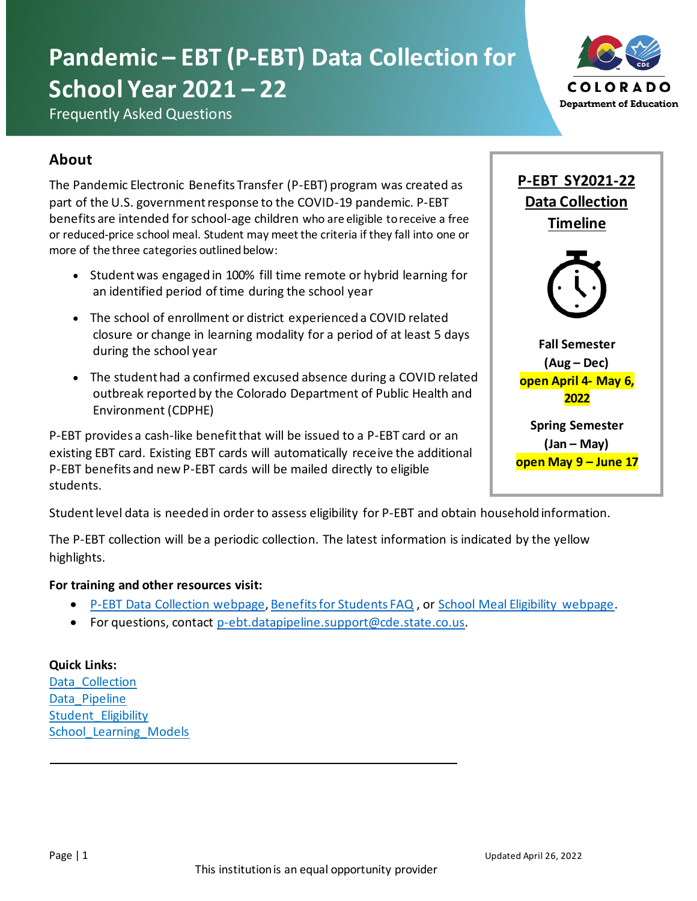# Pandemic – EBT (P-EBT) Data Collection for School Year 2021 – 22

Frequently Asked Questions

COLORADO Department of Education

## About

The Pandemic Electronic Benefits Transfer (P-EBT) program was created as part of the U.S. government response to the COVID-19 pandemic. P-EBT benefits are intended for school-age children who are eligible to receive a free or reduced-price school meal. Student may meet the criteria if they fall into one or more of the three categories outlined below:

- Student was engaged in 100% fill time remote or hybrid learning for an identified period of time during the school year
- The school of enrollment or district experienced a COVID related closure or change in learning modality for a period of at least 5 days during the school year
- The student had a confirmed excused absence during a COVID related outbreak reported by the Colorado Department of Public Health and Environment (CDPHE)

P-EBT provides a cash-like benefit that will be issued to a P-EBT card or an existing EBT card. Existing EBT cards will automatically receive the additional P-EBT benefits and new P-EBT cards will be mailed directly to eligible students.

**P-EBT SY2021-22 Data Collection Timeline**

**Fall Semester (Aug – Dec)**
**open April 4- May 6, 2022**

**Spring Semester (Jan – May)**
**open May 9 – June 17**

Student level data is needed in order to assess eligibility for P-EBT and obtain household information.

The P-EBT collection will be a periodic collection. The latest information is indicated by the yellow highlights.

**For training and other resources visit:**

- P-EBT Data Collection webpage, Benefits for Students FAQ , or School Meal Eligibility webpage.
- For questions, contact p-ebt.datapipeline.support@cde.state.co.us.

**Quick Links:**

Data_Collection
Data_Pipeline
Student_Eligibility
School_Learning_Models

Updated April 26, 2022

This institution is an equal opportunity provider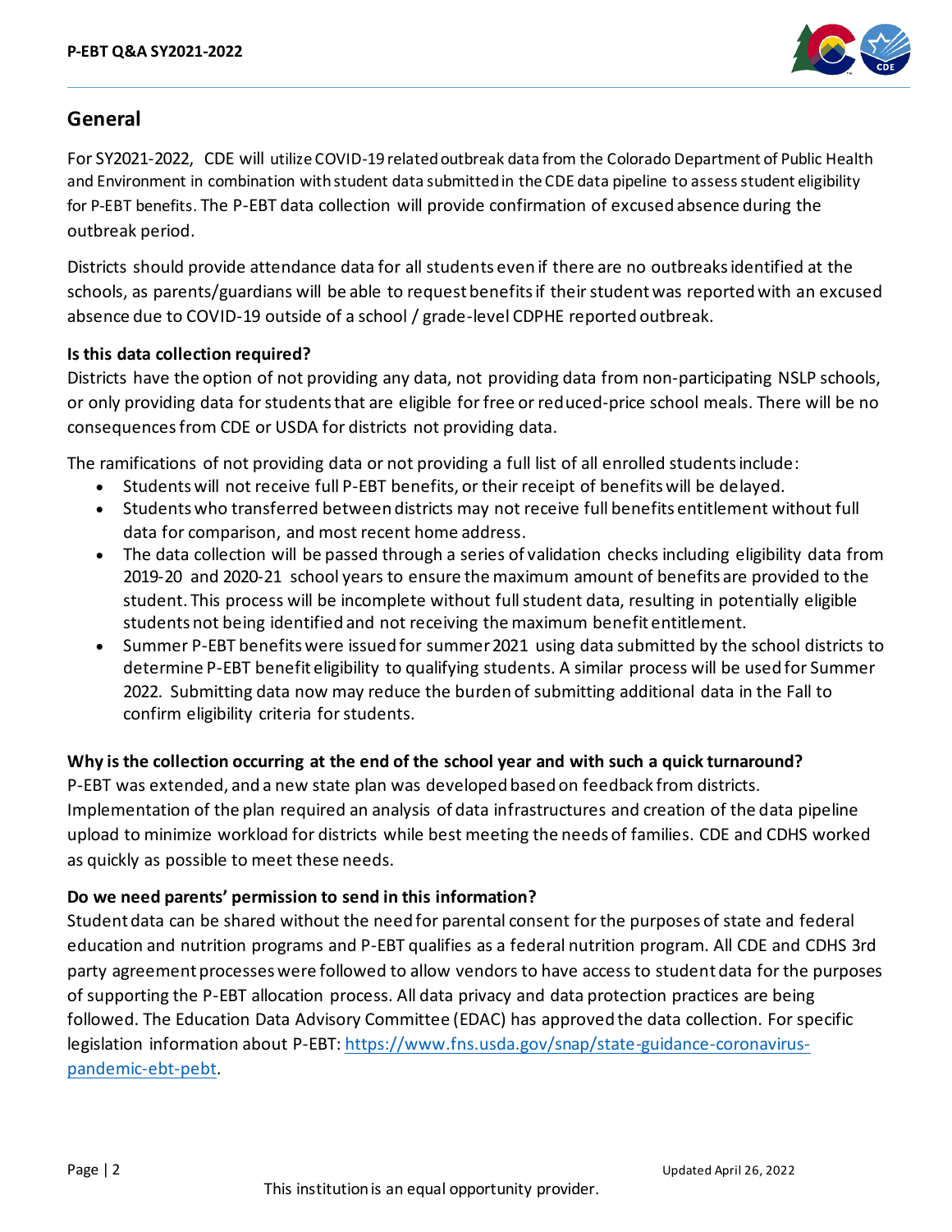## General

For SY2021-2022, CDE will utilize COVID-19 related outbreak data from the Colorado Department of Public Health and Environment in combination with student data submitted in the CDE data pipeline to assess student eligibility for P-EBT benefits. The P-EBT data collection will provide confirmation of excused absence during the outbreak period.

Districts should provide attendance data for all students even if there are no outbreaks identified at the schools, as parents/guardians will be able to request benefits if their student was reported with an excused absence due to COVID-19 outside of a school / grade-level CDPHE reported outbreak.

**Is this data collection required?**

Districts have the option of not providing any data, not providing data from non-participating NSLP schools, or only providing data for students that are eligible for free or reduced-price school meals. There will be no consequences from CDE or USDA for districts not providing data.

The ramifications of not providing data or not providing a full list of all enrolled students include:

- Students will not receive full P-EBT benefits, or their receipt of benefits will be delayed.
- Students who transferred between districts may not receive full benefits entitlement without full data for comparison, and most recent home address.
- The data collection will be passed through a series of validation checks including eligibility data from 2019-20 and 2020-21 school years to ensure the maximum amount of benefits are provided to the student. This process will be incomplete without full student data, resulting in potentially eligible students not being identified and not receiving the maximum benefit entitlement.
- Summer P-EBT benefits were issued for summer 2021 using data submitted by the school districts to determine P-EBT benefit eligibility to qualifying students. A similar process will be used for Summer 2022. Submitting data now may reduce the burden of submitting additional data in the Fall to confirm eligibility criteria for students.

**Why is the collection occurring at the end of the school year and with such a quick turnaround?**

P-EBT was extended, and a new state plan was developed based on feedback from districts. Implementation of the plan required an analysis of data infrastructures and creation of the data pipeline upload to minimize workload for districts while best meeting the needs of families. CDE and CDHS worked as quickly as possible to meet these needs.

**Do we need parents' permission to send in this information?**

Student data can be shared without the need for parental consent for the purposes of state and federal education and nutrition programs and P-EBT qualifies as a federal nutrition program. All CDE and CDHS 3rd party agreement processes were followed to allow vendors to have access to student data for the purposes of supporting the P-EBT allocation process. All data privacy and data protection practices are being followed. The Education Data Advisory Committee (EDAC) has approved the data collection. For specific legislation information about P-EBT: https://www.fns.usda.gov/snap/state-guidance-coronavirus-pandemic-ebt-pebt.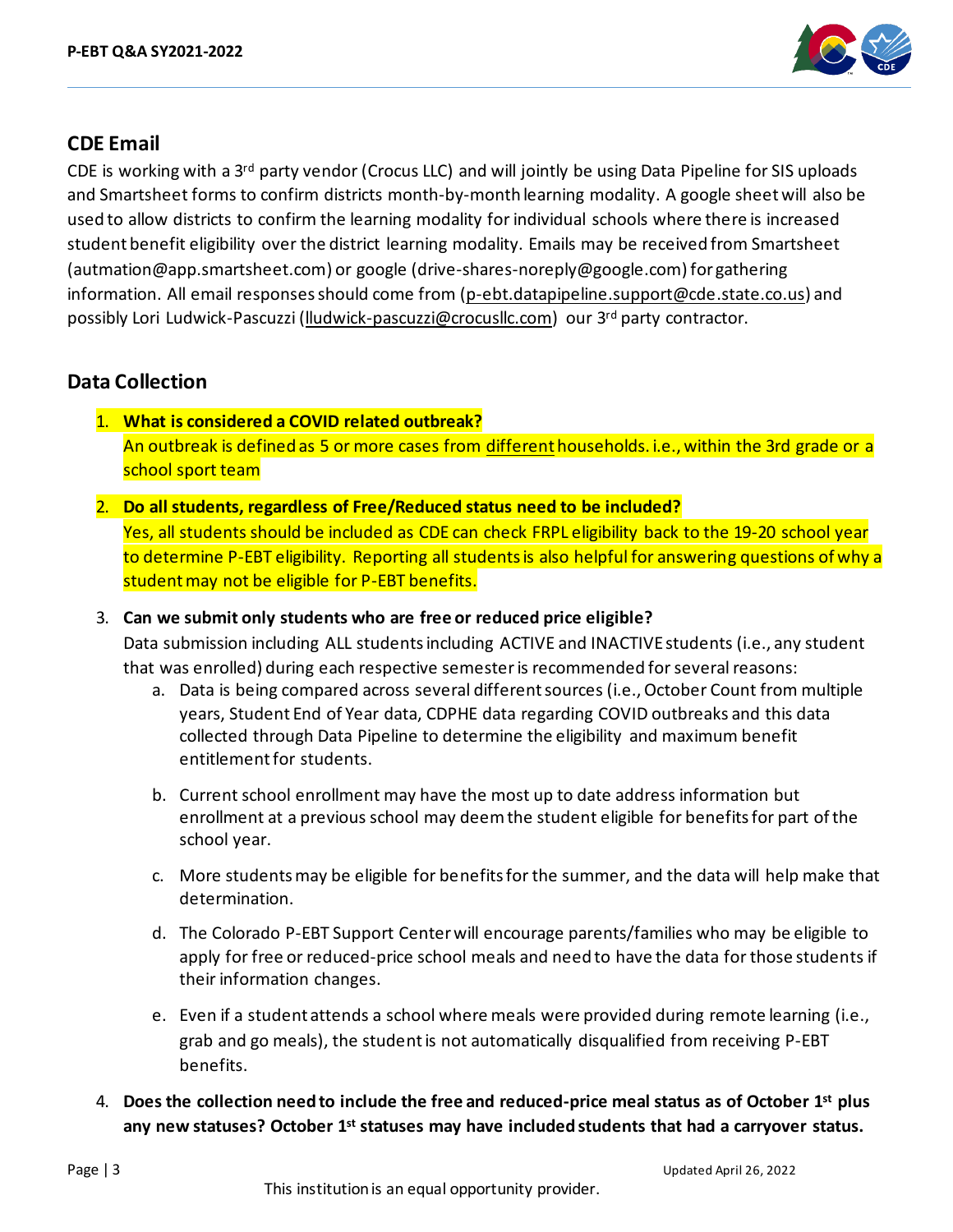## CDE Email

CDE is working with a 3rd party vendor (Crocus LLC) and will jointly be using Data Pipeline for SIS uploads and Smartsheet forms to confirm districts month-by-month learning modality. A google sheet will also be used to allow districts to confirm the learning modality for individual schools where there is increased student benefit eligibility over the district learning modality. Emails may be received from Smartsheet (autmation@app.smartsheet.com) or google (drive-shares-noreply@google.com) for gathering information. All email responses should come from (p-ebt.datapipeline.support@cde.state.co.us) and possibly Lori Ludwick-Pascuzzi (lludwick-pascuzzi@crocusllc.com) our 3rd party contractor.

## Data Collection

1. **What is considered a COVID related outbreak?**
   An outbreak is defined as 5 or more cases from different households. i.e., within the 3rd grade or a school sport team

2. **Do all students, regardless of Free/Reduced status need to be included?**
   Yes, all students should be included as CDE can check FRPL eligibility back to the 19-20 school year to determine P-EBT eligibility. Reporting all students is also helpful for answering questions of why a student may not be eligible for P-EBT benefits.

3. **Can we submit only students who are free or reduced price eligible?**
   Data submission including ALL students including ACTIVE and INACTIVE students (i.e., any student that was enrolled) during each respective semester is recommended for several reasons:
   a. Data is being compared across several different sources (i.e., October Count from multiple years, Student End of Year data, CDPHE data regarding COVID outbreaks and this data collected through Data Pipeline to determine the eligibility and maximum benefit entitlement for students.
   b. Current school enrollment may have the most up to date address information but enrollment at a previous school may deem the student eligible for benefits for part of the school year.
   c. More students may be eligible for benefits for the summer, and the data will help make that determination.
   d. The Colorado P-EBT Support Center will encourage parents/families who may be eligible to apply for free or reduced-price school meals and need to have the data for those students if their information changes.
   e. Even if a student attends a school where meals were provided during remote learning (i.e., grab and go meals), the student is not automatically disqualified from receiving P-EBT benefits.

4. **Does the collection need to include the free and reduced-price meal status as of October 1st plus any new statuses? October 1st statuses may have included students that had a carryover status.**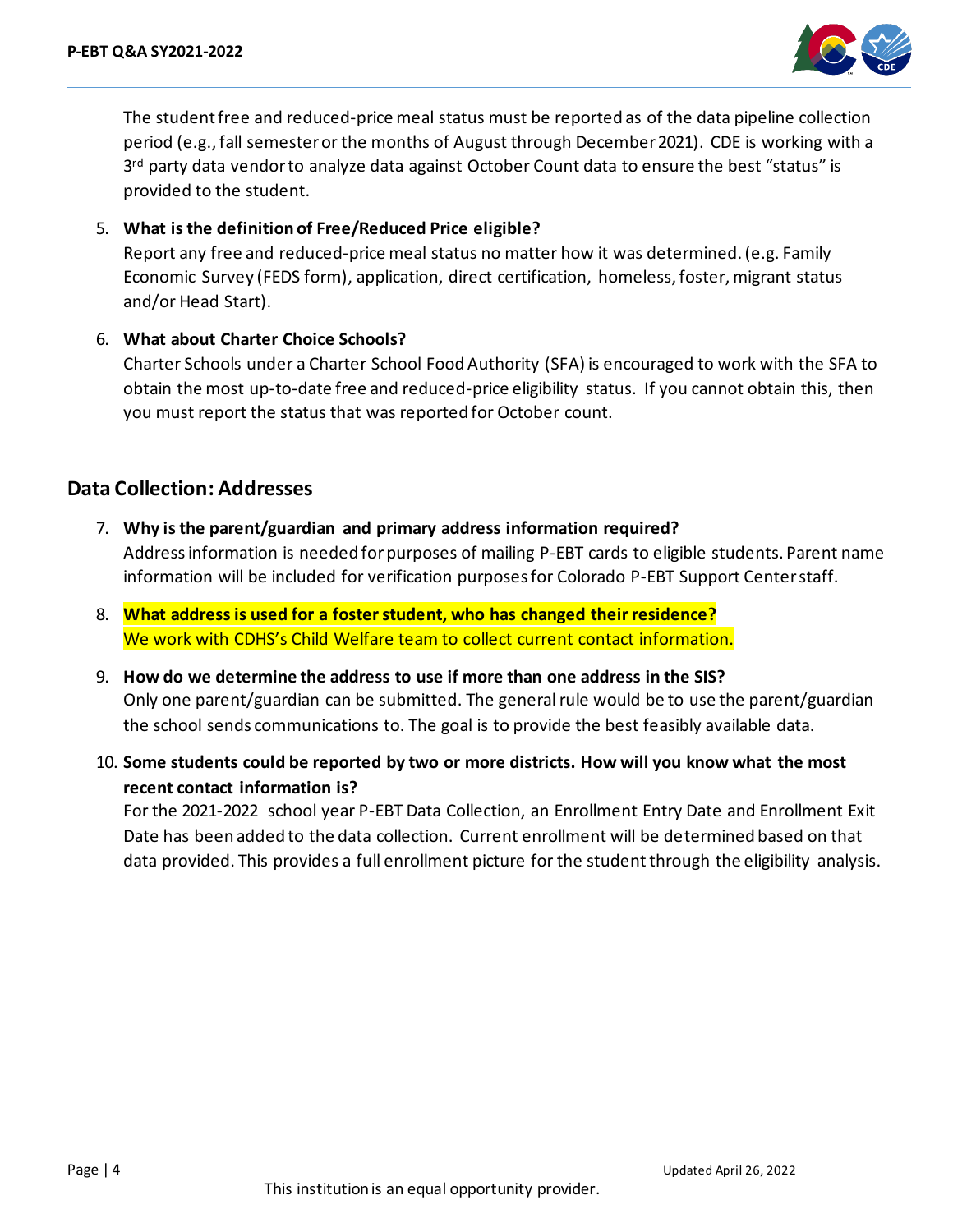The student free and reduced-price meal status must be reported as of the data pipeline collection period (e.g., fall semester or the months of August through December 2021). CDE is working with a 3rd party data vendor to analyze data against October Count data to ensure the best "status" is provided to the student.

5. **What is the definition of Free/Reduced Price eligible?**
   Report any free and reduced-price meal status no matter how it was determined. (e.g. Family Economic Survey (FEDS form), application, direct certification, homeless, foster, migrant status and/or Head Start).

6. **What about Charter Choice Schools?**
   Charter Schools under a Charter School Food Authority (SFA) is encouraged to work with the SFA to obtain the most up-to-date free and reduced-price eligibility status. If you cannot obtain this, then you must report the status that was reported for October count.

## Data Collection: Addresses

7. **Why is the parent/guardian and primary address information required?**
   Address information is needed for purposes of mailing P-EBT cards to eligible students. Parent name information will be included for verification purposes for Colorado P-EBT Support Center staff.

8. **What address is used for a foster student, who has changed their residence?**
   We work with CDHS's Child Welfare team to collect current contact information.

9. **How do we determine the address to use if more than one address in the SIS?**
   Only one parent/guardian can be submitted. The general rule would be to use the parent/guardian the school sends communications to. The goal is to provide the best feasibly available data.

10. **Some students could be reported by two or more districts. How will you know what the most recent contact information is?**
    For the 2021-2022 school year P-EBT Data Collection, an Enrollment Entry Date and Enrollment Exit Date has been added to the data collection. Current enrollment will be determined based on that data provided. This provides a full enrollment picture for the student through the eligibility analysis.

This institution is an equal opportunity provider.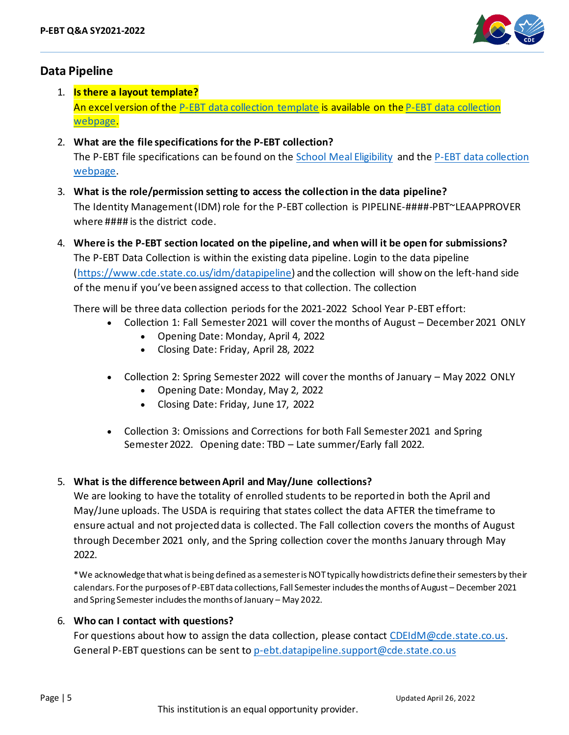## Data Pipeline

1. **Is there a layout template?**
   An excel version of the P-EBT data collection template is available on the P-EBT data collection webpage.

2. **What are the file specifications for the P-EBT collection?**
   The P-EBT file specifications can be found on the School Meal Eligibility and the P-EBT data collection webpage.

3. **What is the role/permission setting to access the collection in the data pipeline?**
   The Identity Management (IDM) role for the P-EBT collection is PIPELINE-####-PBT~LEAAPPROVER where #### is the district code.

4. **Where is the P-EBT section located on the pipeline, and when will it be open for submissions?**
   The P-EBT Data Collection is within the existing data pipeline. Login to the data pipeline (https://www.cde.state.co.us/idm/datapipeline) and the collection will show on the left-hand side of the menu if you've been assigned access to that collection. The collection

   There will be three data collection periods for the 2021-2022 School Year P-EBT effort:
   - Collection 1: Fall Semester 2021 will cover the months of August – December 2021 ONLY
     - Opening Date: Monday, April 4, 2022
     - Closing Date: Friday, April 28, 2022
   - Collection 2: Spring Semester 2022 will cover the months of January – May 2022 ONLY
     - Opening Date: Monday, May 2, 2022
     - Closing Date: Friday, June 17, 2022
   - Collection 3: Omissions and Corrections for both Fall Semester 2021 and Spring Semester 2022. Opening date: TBD – Late summer/Early fall 2022.

5. **What is the difference between April and May/June collections?**
   We are looking to have the totality of enrolled students to be reported in both the April and May/June uploads. The USDA is requiring that states collect the data AFTER the timeframe to ensure actual and not projected data is collected. The Fall collection covers the months of August through December 2021 only, and the Spring collection cover the months January through May 2022.

   *We acknowledge that what is being defined as a semester is NOT typically how districts define their semesters by their calendars. For the purposes of P-EBT data collections, Fall Semester includes the months of August – December 2021 and Spring Semester includes the months of January – May 2022.

6. **Who can I contact with questions?**
   For questions about how to assign the data collection, please contact CDEIdM@cde.state.co.us. General P-EBT questions can be sent to p-ebt.datapipeline.support@cde.state.co.us

This institution is an equal opportunity provider.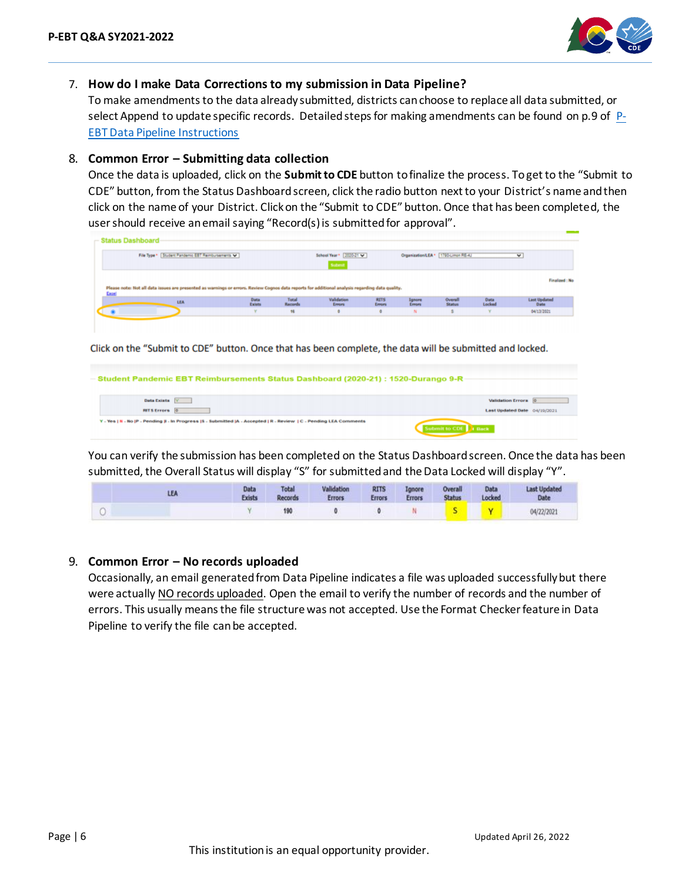7. **How do I make Data Corrections to my submission in Data Pipeline?**
   To make amendments to the data already submitted, districts can choose to replace all data submitted, or select Append to update specific records. Detailed steps for making amendments can be found on p.9 of [P-EBT Data Pipeline Instructions]

8. **Common Error – Submitting data collection**
   Once the data is uploaded, click on the **Submit to CDE** button to finalize the process. To get to the "Submit to CDE" button, from the Status Dashboard screen, click the radio button next to your District's name and then click on the name of your District. Click on the "Submit to CDE" button. Once that has been completed, the user should receive an email saying "Record(s) is submitted for approval".

   Click on the "Submit to CDE" button. Once that has been complete, the data will be submitted and locked.

   You can verify the submission has been completed on the Status Dashboard screen. Once the data has been submitted, the Overall Status will display "S" for submitted and the Data Locked will display "Y".

| | LEA | Data Exists | Total Records | Validation Errors | RITS Errors | Ignore Errors | Overall Status | Data Locked | Last Updated Date |
|---|---|---|---|---|---|---|---|---|---|
| ○ | | Y | 190 | 0 | 0 | N | S | Y | 04/22/2021 |

9. **Common Error – No records uploaded**
   Occasionally, an email generated from Data Pipeline indicates a file was uploaded successfully but there were actually NO records uploaded. Open the email to verify the number of records and the number of errors. This usually means the file structure was not accepted. Use the Format Checker feature in Data Pipeline to verify the file can be accepted.

This institution is an equal opportunity provider.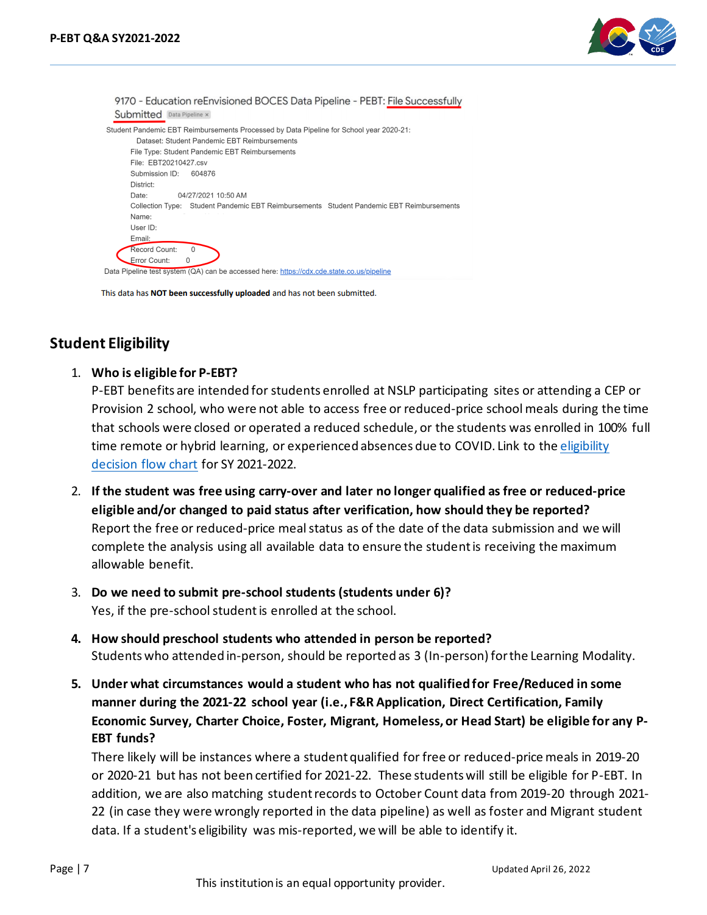9170 - Education reEnvisioned BOCES Data Pipeline - PEBT: File Successfully Submitted Data Pipeline ×

Student Pandemic EBT Reimbursements Processed by Data Pipeline for School year 2020-21:

Dataset: Student Pandemic EBT Reimbursements
File Type: Student Pandemic EBT Reimbursements
File: EBT20210427.csv
Submission ID: 604876
District:
Date: 04/27/2021 10:50 AM
Collection Type: Student Pandemic EBT Reimbursements Student Pandemic EBT Reimbursements
Name:
User ID:
Email:
Record Count: 0
Error Count: 0

Data Pipeline test system (QA) can be accessed here: https://cdx.cde.state.co.us/pipeline

This data has **NOT been successfully uploaded** and has not been submitted.

## Student Eligibility

1. **Who is eligible for P-EBT?**
   P-EBT benefits are intended for students enrolled at NSLP participating sites or attending a CEP or Provision 2 school, who were not able to access free or reduced-price school meals during the time that schools were closed or operated a reduced schedule, or the students was enrolled in 100% full time remote or hybrid learning, or experienced absences due to COVID. Link to the eligibility decision flow chart for SY 2021-2022.

2. **If the student was free using carry-over and later no longer qualified as free or reduced-price eligible and/or changed to paid status after verification, how should they be reported?**
   Report the free or reduced-price meal status as of the date of the data submission and we will complete the analysis using all available data to ensure the student is receiving the maximum allowable benefit.

3. **Do we need to submit pre-school students (students under 6)?**
   Yes, if the pre-school student is enrolled at the school.

4. **How should preschool students who attended in person be reported?**
   Students who attended in-person, should be reported as 3 (In-person) for the Learning Modality.

5. **Under what circumstances would a student who has not qualified for Free/Reduced in some manner during the 2021-22 school year (i.e., F&R Application, Direct Certification, Family Economic Survey, Charter Choice, Foster, Migrant, Homeless, or Head Start) be eligible for any P-EBT funds?**
   There likely will be instances where a student qualified for free or reduced-price meals in 2019-20 or 2020-21 but has not been certified for 2021-22. These students will still be eligible for P-EBT. In addition, we are also matching student records to October Count data from 2019-20 through 2021-22 (in case they were wrongly reported in the data pipeline) as well as foster and Migrant student data. If a student's eligibility was mis-reported, we will be able to identify it.

This institution is an equal opportunity provider.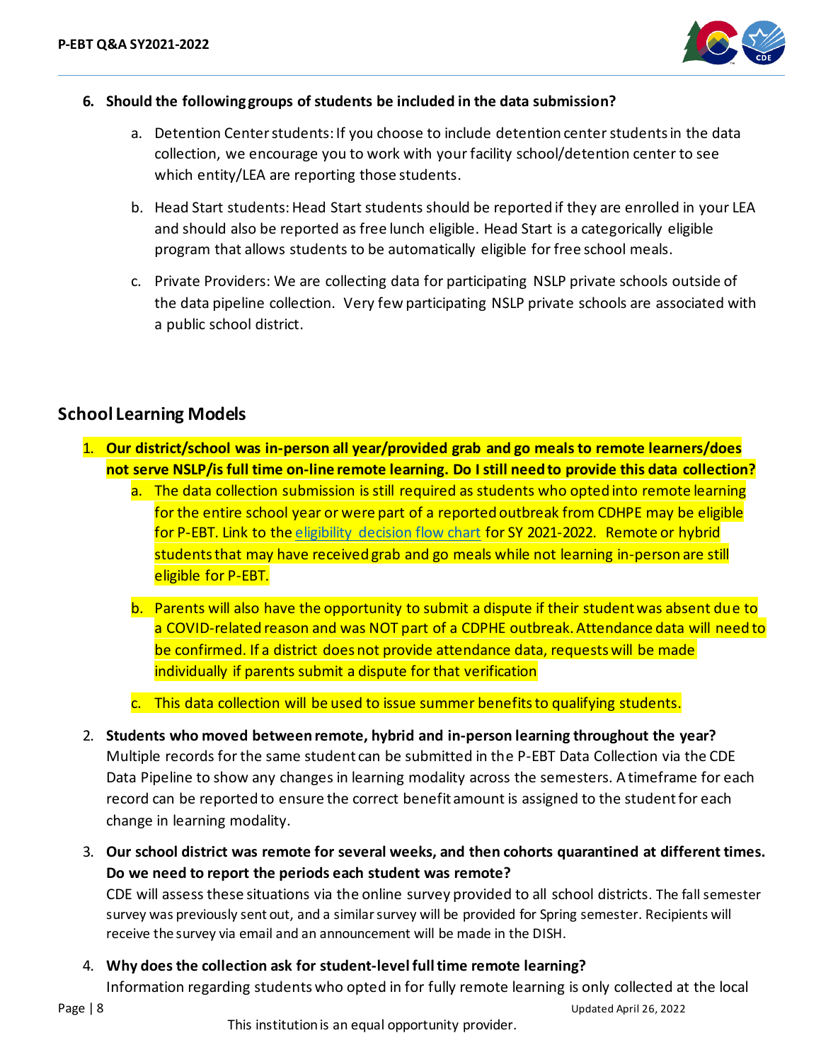6. **Should the following groups of students be included in the data submission?**

    a. Detention Center students: If you choose to include detention center students in the data collection, we encourage you to work with your facility school/detention center to see which entity/LEA are reporting those students.

    b. Head Start students: Head Start students should be reported if they are enrolled in your LEA and should also be reported as free lunch eligible. Head Start is a categorically eligible program that allows students to be automatically eligible for free school meals.

    c. Private Providers: We are collecting data for participating NSLP private schools outside of the data pipeline collection. Very few participating NSLP private schools are associated with a public school district.

## School Learning Models

1. **Our district/school was in-person all year/provided grab and go meals to remote learners/does not serve NSLP/is full time on-line remote learning. Do I still need to provide this data collection?**

    a. The data collection submission is still required as students who opted into remote learning for the entire school year or were part of a reported outbreak from CDHPE may be eligible for P-EBT. Link to the eligibility decision flow chart for SY 2021-2022. Remote or hybrid students that may have received grab and go meals while not learning in-person are still eligible for P-EBT.

    b. Parents will also have the opportunity to submit a dispute if their student was absent due to a COVID-related reason and was NOT part of a CDPHE outbreak. Attendance data will need to be confirmed. If a district does not provide attendance data, requests will be made individually if parents submit a dispute for that verification

    c. This data collection will be used to issue summer benefits to qualifying students.

2. **Students who moved between remote, hybrid and in-person learning throughout the year?** Multiple records for the same student can be submitted in the P-EBT Data Collection via the CDE Data Pipeline to show any changes in learning modality across the semesters. A timeframe for each record can be reported to ensure the correct benefit amount is assigned to the student for each change in learning modality.

3. **Our school district was remote for several weeks, and then cohorts quarantined at different times. Do we need to report the periods each student was remote?** CDE will assess these situations via the online survey provided to all school districts. The fall semester survey was previously sent out, and a similar survey will be provided for Spring semester. Recipients will receive the survey via email and an announcement will be made in the DISH.

4. **Why does the collection ask for student-level full time remote learning?** Information regarding students who opted in for fully remote learning is only collected at the local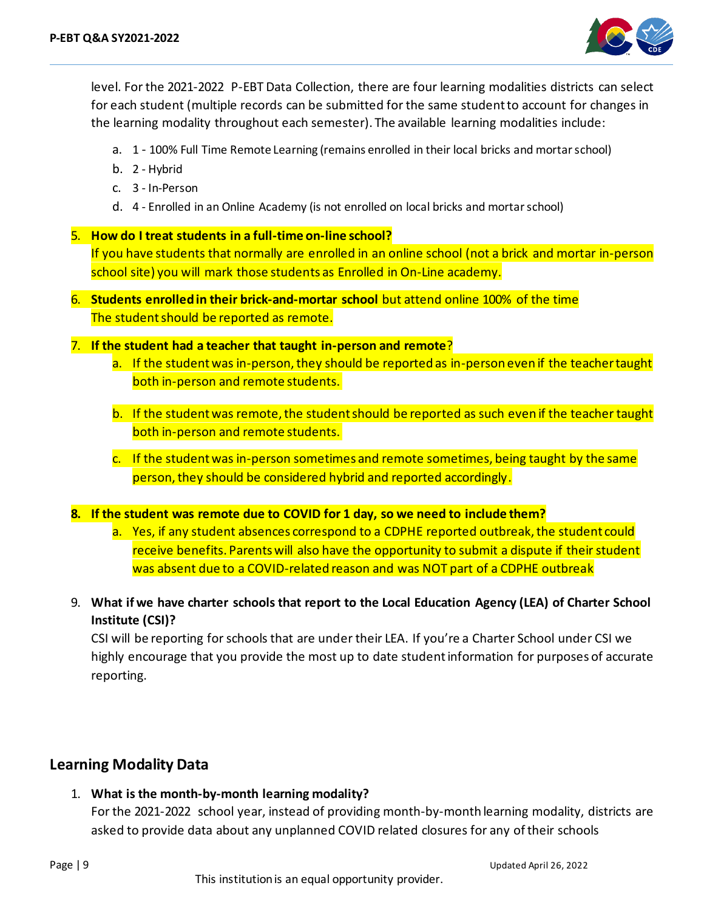level. For the 2021-2022 P-EBT Data Collection, there are four learning modalities districts can select for each student (multiple records can be submitted for the same student to account for changes in the learning modality throughout each semester). The available learning modalities include:

a. 1 - 100% Full Time Remote Learning (remains enrolled in their local bricks and mortar school)
b. 2 - Hybrid
c. 3 - In-Person
d. 4 - Enrolled in an Online Academy (is not enrolled on local bricks and mortar school)

5. **How do I treat students in a full-time on-line school?**
   If you have students that normally are enrolled in an online school (not a brick and mortar in-person school site) you will mark those students as Enrolled in On-Line academy.

6. **Students enrolled in their brick-and-mortar school** but attend online 100% of the time
   The student should be reported as remote.

7. **If the student had a teacher that taught in-person and remote**?
   a. If the student was in-person, they should be reported as in-person even if the teacher taught both in-person and remote students.
   b. If the student was remote, the student should be reported as such even if the teacher taught both in-person and remote students.
   c. If the student was in-person sometimes and remote sometimes, being taught by the same person, they should be considered hybrid and reported accordingly.

8. **If the student was remote due to COVID for 1 day, so we need to include them?**
   a. Yes, if any student absences correspond to a CDPHE reported outbreak, the student could receive benefits. Parents will also have the opportunity to submit a dispute if their student was absent due to a COVID-related reason and was NOT part of a CDPHE outbreak

9. **What if we have charter schools that report to the Local Education Agency (LEA) of Charter School Institute (CSI)?**
   CSI will be reporting for schools that are under their LEA. If you're a Charter School under CSI we highly encourage that you provide the most up to date student information for purposes of accurate reporting.

## Learning Modality Data

1. **What is the month-by-month learning modality?**
   For the 2021-2022 school year, instead of providing month-by-month learning modality, districts are asked to provide data about any unplanned COVID related closures for any of their schools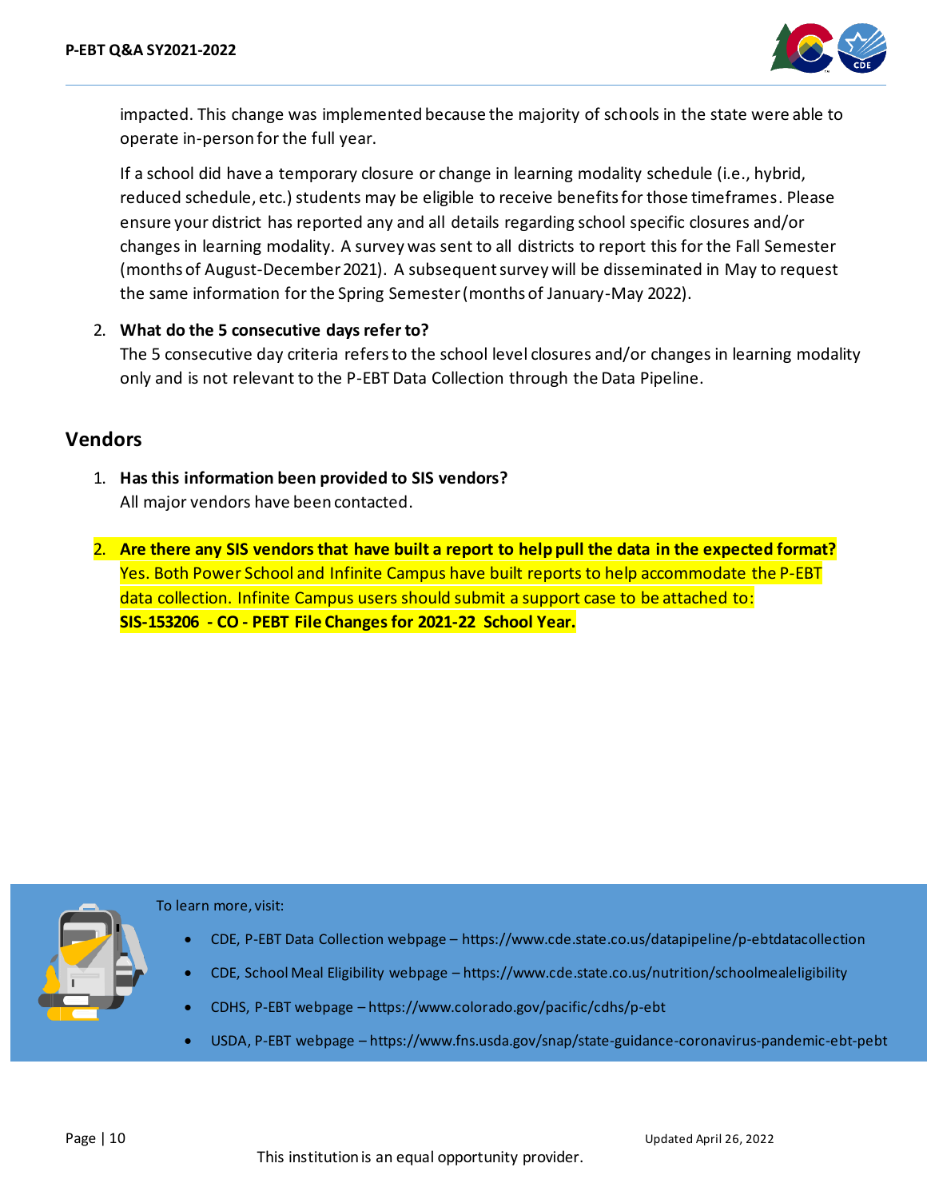impacted. This change was implemented because the majority of schools in the state were able to operate in-person for the full year.

If a school did have a temporary closure or change in learning modality schedule (i.e., hybrid, reduced schedule, etc.) students may be eligible to receive benefits for those timeframes. Please ensure your district has reported any and all details regarding school specific closures and/or changes in learning modality. A survey was sent to all districts to report this for the Fall Semester (months of August-December 2021). A subsequent survey will be disseminated in May to request the same information for the Spring Semester (months of January-May 2022).

2. **What do the 5 consecutive days refer to?**
   The 5 consecutive day criteria refers to the school level closures and/or changes in learning modality only and is not relevant to the P-EBT Data Collection through the Data Pipeline.

## Vendors

1. **Has this information been provided to SIS vendors?**
   All major vendors have been contacted.

2. **Are there any SIS vendors that have built a report to help pull the data in the expected format?**
   Yes. Both Power School and Infinite Campus have built reports to help accommodate the P-EBT data collection. Infinite Campus users should submit a support case to be attached to:
   **SIS-153206 - CO - PEBT File Changes for 2021-22 School Year.**

To learn more, visit:

- CDE, P-EBT Data Collection webpage – https://www.cde.state.co.us/datapipeline/p-ebtdatacollection
- CDE, School Meal Eligibility webpage – https://www.cde.state.co.us/nutrition/schoolmealeligibility
- CDHS, P-EBT webpage – https://www.colorado.gov/pacific/cdhs/p-ebt
- USDA, P-EBT webpage – https://www.fns.usda.gov/snap/state-guidance-coronavirus-pandemic-ebt-pebt

Updated April 26, 2022

This institution is an equal opportunity provider.